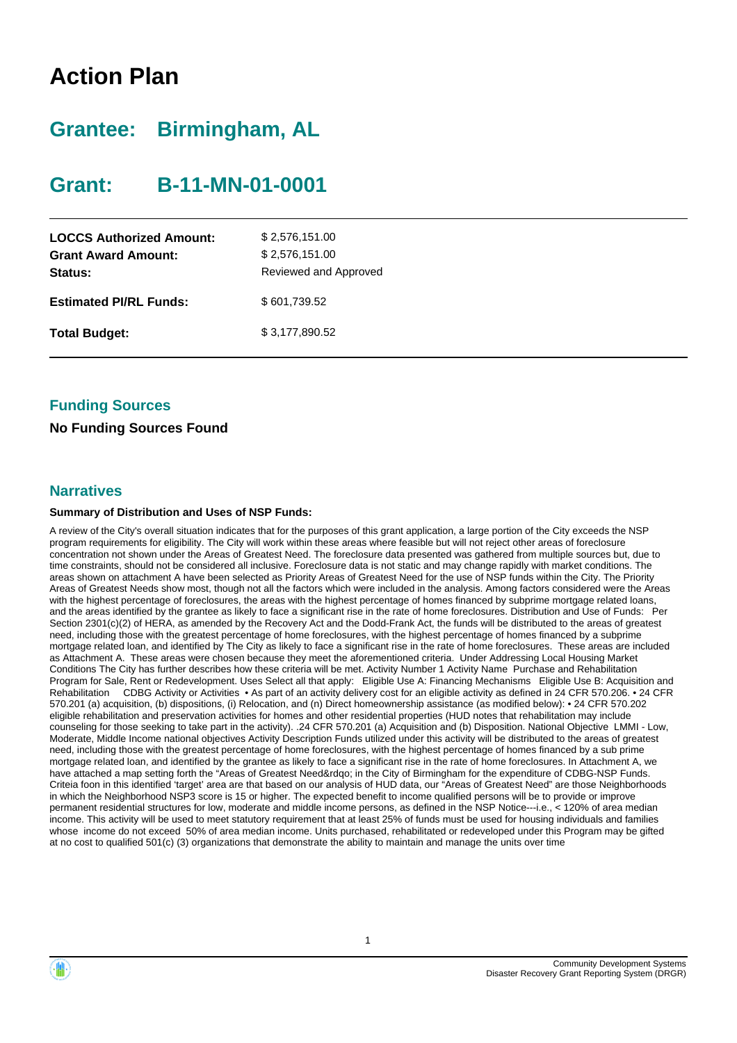# Action Plan

## Grantee: Birmingham, AL

## Grant: B-11-MN-01-0001

| | |
|---|---|
| **LOCCS Authorized Amount:** | $ 2,576,151.00 |
| **Grant Award Amount:** | $ 2,576,151.00 |
| **Status:** | Reviewed and Approved |
| **Estimated PI/RL Funds:** | $ 601,739.52 |
| **Total Budget:** | $ 3,177,890.52 |

### Funding Sources

**No Funding Sources Found**

### Narratives

**Summary of Distribution and Uses of NSP Funds:**

A review of the City's overall situation indicates that for the purposes of this grant application, a large portion of the City exceeds the NSP program requirements for eligibility. The City will work within these areas where feasible but will not reject other areas of foreclosure concentration not shown under the Areas of Greatest Need. The foreclosure data presented was gathered from multiple sources but, due to time constraints, should not be considered all inclusive. Foreclosure data is not static and may change rapidly with market conditions. The areas shown on attachment A have been selected as Priority Areas of Greatest Need for the use of NSP funds within the City. The Priority Areas of Greatest Needs show most, though not all the factors which were included in the analysis. Among factors considered were the Areas with the highest percentage of foreclosures, the areas with the highest percentage of homes financed by subprime mortgage related loans, and the areas identified by the grantee as likely to face a significant rise in the rate of home foreclosures. Distribution and Use of Funds: Per Section 2301(c)(2) of HERA, as amended by the Recovery Act and the Dodd-Frank Act, the funds will be distributed to the areas of greatest need, including those with the greatest percentage of home foreclosures, with the highest percentage of homes financed by a subprime mortgage related loan, and identified by The City as likely to face a significant rise in the rate of home foreclosures. These areas are included as Attachment A. These areas were chosen because they meet the aforementioned criteria. Under Addressing Local Housing Market Conditions The City has further describes how these criteria will be met. Activity Number 1 Activity Name Purchase and Rehabilitation Program for Sale, Rent or Redevelopment. Uses Select all that apply: Eligible Use A: Financing Mechanisms Eligible Use B: Acquisition and Rehabilitation CDBG Activity or Activities • As part of an activity delivery cost for an eligible activity as defined in 24 CFR 570.206. • 24 CFR 570.201 (a) acquisition, (b) dispositions, (i) Relocation, and (n) Direct homeownership assistance (as modified below): • 24 CFR 570.202 eligible rehabilitation and preservation activities for homes and other residential properties (HUD notes that rehabilitation may include counseling for those seeking to take part in the activity). .24 CFR 570.201 (a) Acquisition and (b) Disposition. National Objective LMMI - Low, Moderate, Middle Income national objectives Activity Description Funds utilized under this activity will be distributed to the areas of greatest need, including those with the greatest percentage of home foreclosures, with the highest percentage of homes financed by a sub prime mortgage related loan, and identified by the grantee as likely to face a significant rise in the rate of home foreclosures. In Attachment A, we have attached a map setting forth the "Areas of Greatest Need&rdqo; in the City of Birmingham for the expenditure of CDBG-NSP Funds. Criteia foon in this identified 'target' area are that based on our analysis of HUD data, our "Areas of Greatest Need" are those Neighborhoods in which the Neighborhood NSP3 score is 15 or higher. The expected benefit to income qualified persons will be to provide or improve permanent residential structures for low, moderate and middle income persons, as defined in the NSP Notice---i.e., < 120% of area median income. This activity will be used to meet statutory requirement that at least 25% of funds must be used for housing individuals and families whose income do not exceed 50% of area median income. Units purchased, rehabilitated or redeveloped under this Program may be gifted at no cost to qualified 501(c) (3) organizations that demonstrate the ability to maintain and manage the units over time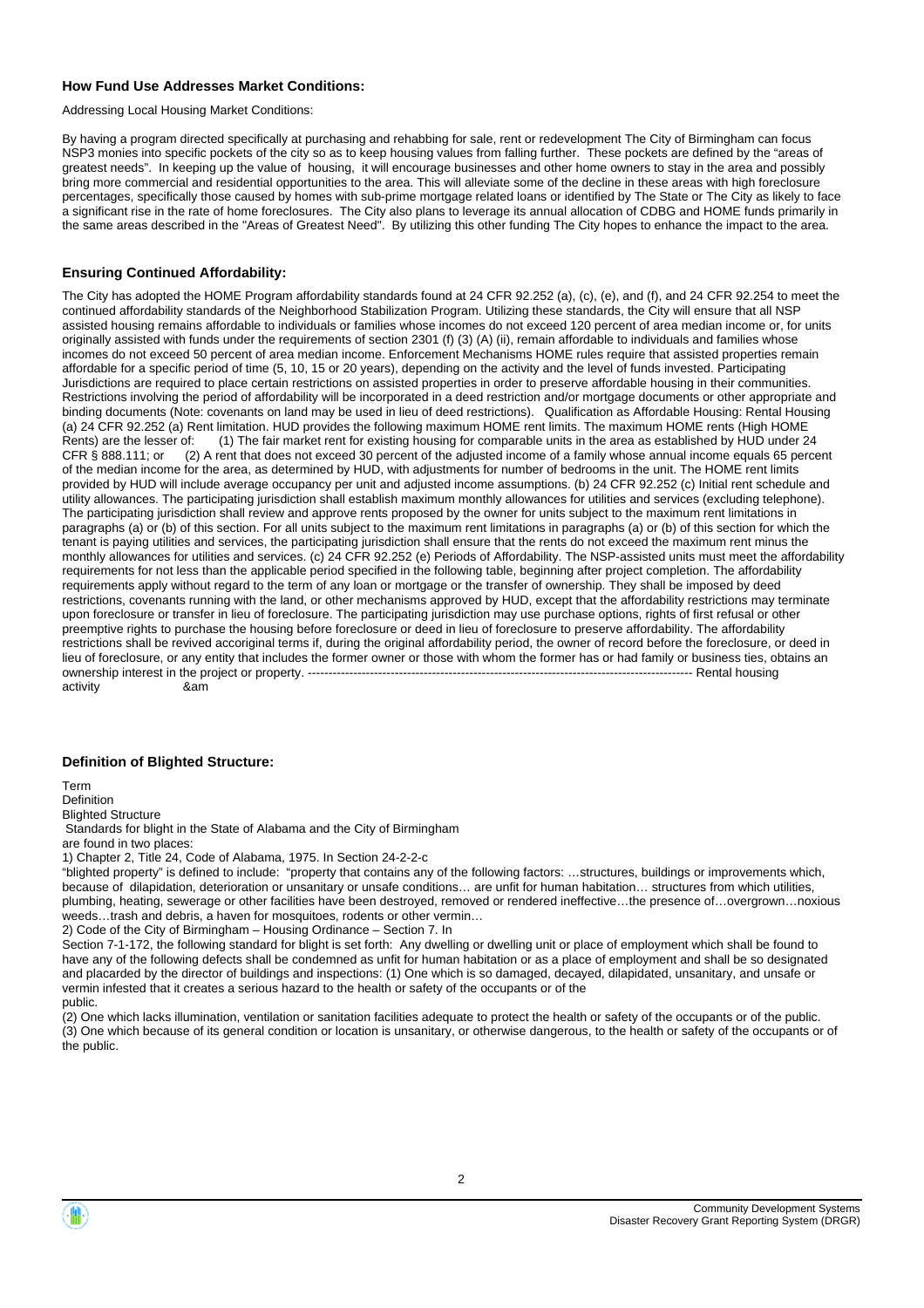### How Fund Use Addresses Market Conditions:

Addressing Local Housing Market Conditions:

By having a program directed specifically at purchasing and rehabbing for sale, rent or redevelopment The City of Birmingham can focus NSP3 monies into specific pockets of the city so as to keep housing values from falling further. These pockets are defined by the "areas of greatest needs". In keeping up the value of housing, it will encourage businesses and other home owners to stay in the area and possibly bring more commercial and residential opportunities to the area. This will alleviate some of the decline in these areas with high foreclosure percentages, specifically those caused by homes with sub-prime mortgage related loans or identified by The State or The City as likely to face a significant rise in the rate of home foreclosures. The City also plans to leverage its annual allocation of CDBG and HOME funds primarily in the same areas described in the "Areas of Greatest Need". By utilizing this other funding The City hopes to enhance the impact to the area.

### Ensuring Continued Affordability:

The City has adopted the HOME Program affordability standards found at 24 CFR 92.252 (a), (c), (e), and (f), and 24 CFR 92.254 to meet the continued affordability standards of the Neighborhood Stabilization Program. Utilizing these standards, the City will ensure that all NSP assisted housing remains affordable to individuals or families whose incomes do not exceed 120 percent of area median income or, for units originally assisted with funds under the requirements of section 2301 (f) (3) (A) (ii), remain affordable to individuals and families whose incomes do not exceed 50 percent of area median income. Enforcement Mechanisms HOME rules require that assisted properties remain affordable for a specific period of time (5, 10, 15 or 20 years), depending on the activity and the level of funds invested. Participating Jurisdictions are required to place certain restrictions on assisted properties in order to preserve affordable housing in their communities. Restrictions involving the period of affordability will be incorporated in a deed restriction and/or mortgage documents or other appropriate and binding documents (Note: covenants on land may be used in lieu of deed restrictions). Qualification as Affordable Housing: Rental Housing (a) 24 CFR 92.252 (a) Rent limitation. HUD provides the following maximum HOME rent limits. The maximum HOME rents (High HOME Rents) are the lesser of: (1) The fair market rent for existing housing for comparable units in the area as established by HUD under 24 CFR § 888.111; or (2) A rent that does not exceed 30 percent of the adjusted income of a family whose annual income equals 65 percent of the median income for the area, as determined by HUD, with adjustments for number of bedrooms in the unit. The HOME rent limits provided by HUD will include average occupancy per unit and adjusted income assumptions. (b) 24 CFR 92.252 (c) Initial rent schedule and utility allowances. The participating jurisdiction shall establish maximum monthly allowances for utilities and services (excluding telephone). The participating jurisdiction shall review and approve rents proposed by the owner for units subject to the maximum rent limitations in paragraphs (a) or (b) of this section. For all units subject to the maximum rent limitations in paragraphs (a) or (b) of this section for which the tenant is paying utilities and services, the participating jurisdiction shall ensure that the rents do not exceed the maximum rent minus the monthly allowances for utilities and services. (c) 24 CFR 92.252 (e) Periods of Affordability. The NSP-assisted units must meet the affordability requirements for not less than the applicable period specified in the following table, beginning after project completion. The affordability requirements apply without regard to the term of any loan or mortgage or the transfer of ownership. They shall be imposed by deed restrictions, covenants running with the land, or other mechanisms approved by HUD, except that the affordability restrictions may terminate upon foreclosure or transfer in lieu of foreclosure. The participating jurisdiction may use purchase options, rights of first refusal or other preemptive rights to purchase the housing before foreclosure or deed in lieu of foreclosure to preserve affordability. The affordability restrictions shall be revived accoriginal terms if, during the original affordability period, the owner of record before the foreclosure, or deed in lieu of foreclosure, or any entity that includes the former owner or those with whom the former has or had family or business ties, obtains an ownership interest in the project or property. ------------------------------------------------------------------------------------------------ Rental housing activity &am

### Definition of Blighted Structure:

Term
Definition
Blighted Structure
Standards for blight in the State of Alabama and the City of Birmingham
are found in two places:
1) Chapter 2, Title 24, Code of Alabama, 1975. In Section 24-2-2-c
"blighted property" is defined to include: "property that contains any of the following factors: …structures, buildings or improvements which, because of dilapidation, deterioration or unsanitary or unsafe conditions… are unfit for human habitation… structures from which utilities, plumbing, heating, sewerage or other facilities have been destroyed, removed or rendered ineffective…the presence of…overgrown…noxious weeds…trash and debris, a haven for mosquitoes, rodents or other vermin…
2) Code of the City of Birmingham – Housing Ordinance – Section 7. In
Section 7-1-172, the following standard for blight is set forth: Any dwelling or dwelling unit or place of employment which shall be found to have any of the following defects shall be condemned as unfit for human habitation or as a place of employment and shall be so designated and placarded by the director of buildings and inspections: (1) One which is so damaged, decayed, dilapidated, unsanitary, and unsafe or vermin infested that it creates a serious hazard to the health or safety of the occupants or of the public.
(2) One which lacks illumination, ventilation or sanitation facilities adequate to protect the health or safety of the occupants or of the public.
(3) One which because of its general condition or location is unsanitary, or otherwise dangerous, to the health or safety of the occupants or of the public.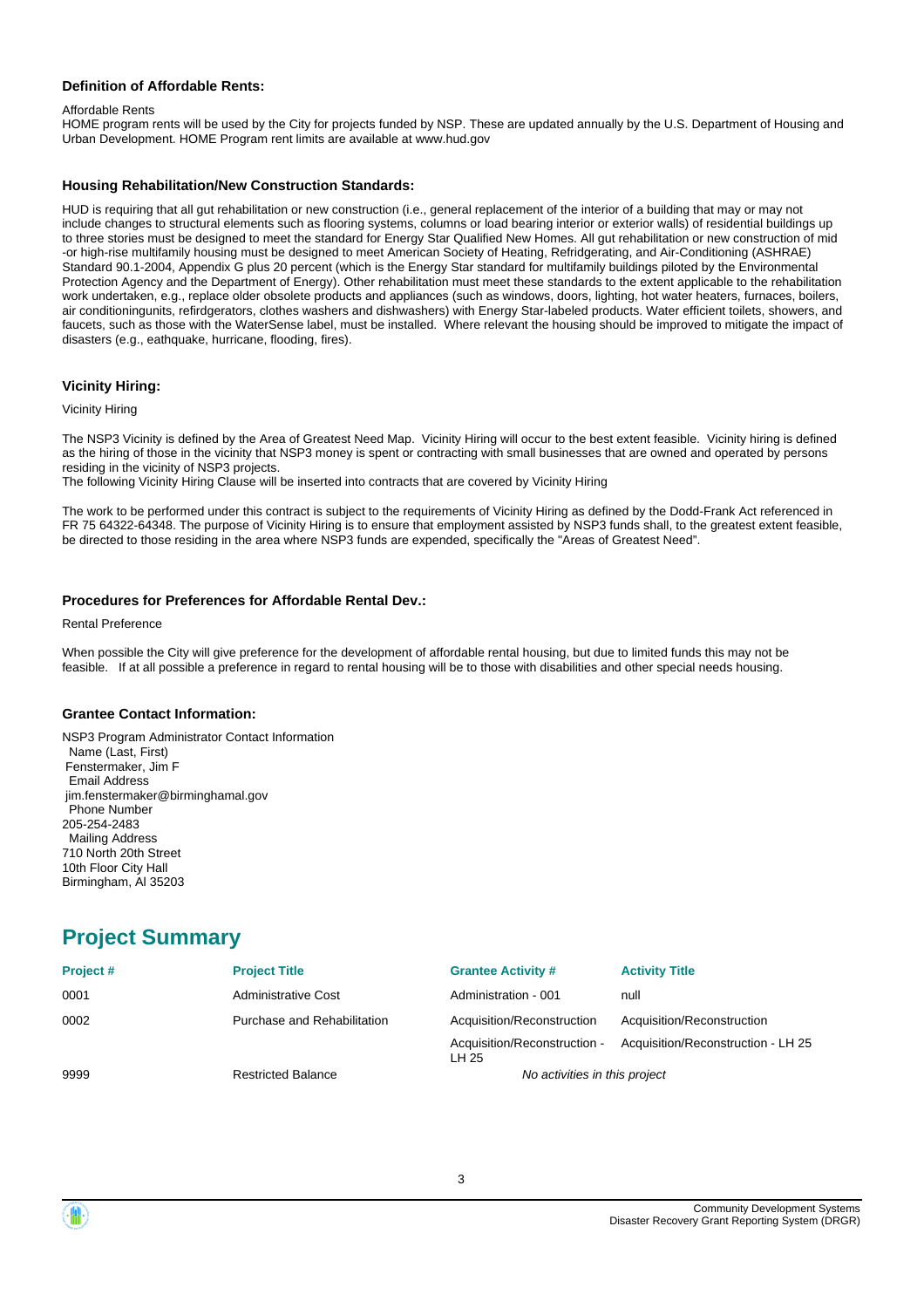### Definition of Affordable Rents:

Affordable Rents
HOME program rents will be used by the City for projects funded by NSP. These are updated annually by the U.S. Department of Housing and Urban Development. HOME Program rent limits are available at www.hud.gov

### Housing Rehabilitation/New Construction Standards:

HUD is requiring that all gut rehabilitation or new construction (i.e., general replacement of the interior of a building that may or may not include changes to structural elements such as flooring systems, columns or load bearing interior or exterior walls) of residential buildings up to three stories must be designed to meet the standard for Energy Star Qualified New Homes. All gut rehabilitation or new construction of mid -or high-rise multifamily housing must be designed to meet American Society of Heating, Refridgerating, and Air-Conditioning (ASHRAE) Standard 90.1-2004, Appendix G plus 20 percent (which is the Energy Star standard for multifamily buildings piloted by the Environmental Protection Agency and the Department of Energy). Other rehabilitation must meet these standards to the extent applicable to the rehabilitation work undertaken, e.g., replace older obsolete products and appliances (such as windows, doors, lighting, hot water heaters, furnaces, boilers, air conditioningunits, refirdgerators, clothes washers and dishwashers) with Energy Star-labeled products. Water efficient toilets, showers, and faucets, such as those with the WaterSense label, must be installed. Where relevant the housing should be improved to mitigate the impact of disasters (e.g., eathquake, hurricane, flooding, fires).

### Vicinity Hiring:

Vicinity Hiring

The NSP3 Vicinity is defined by the Area of Greatest Need Map. Vicinity Hiring will occur to the best extent feasible. Vicinity hiring is defined as the hiring of those in the vicinity that NSP3 money is spent or contracting with small businesses that are owned and operated by persons residing in the vicinity of NSP3 projects.
The following Vicinity Hiring Clause will be inserted into contracts that are covered by Vicinity Hiring

The work to be performed under this contract is subject to the requirements of Vicinity Hiring as defined by the Dodd-Frank Act referenced in FR 75 64322-64348. The purpose of Vicinity Hiring is to ensure that employment assisted by NSP3 funds shall, to the greatest extent feasible, be directed to those residing in the area where NSP3 funds are expended, specifically the "Areas of Greatest Need".

### Procedures for Preferences for Affordable Rental Dev.:

Rental Preference

When possible the City will give preference for the development of affordable rental housing, but due to limited funds this may not be feasible. If at all possible a preference in regard to rental housing will be to those with disabilities and other special needs housing.

### Grantee Contact Information:

NSP3 Program Administrator Contact Information
Name (Last, First)
Fenstermaker, Jim F
Email Address
jim.fenstermaker@birminghamal.gov
Phone Number
205-254-2483
Mailing Address
710 North 20th Street
10th Floor City Hall
Birmingham, Al 35203

## Project Summary

| Project # | Project Title | Grantee Activity # | Activity Title |
|---|---|---|---|
| 0001 | Administrative Cost | Administration - 001 | null |
| 0002 | Purchase and Rehabilitation | Acquisition/Reconstruction | Acquisition/Reconstruction |
| | | Acquisition/Reconstruction - LH 25 | Acquisition/Reconstruction - LH 25 |
| 9999 | Restricted Balance | *No activities in this project* | |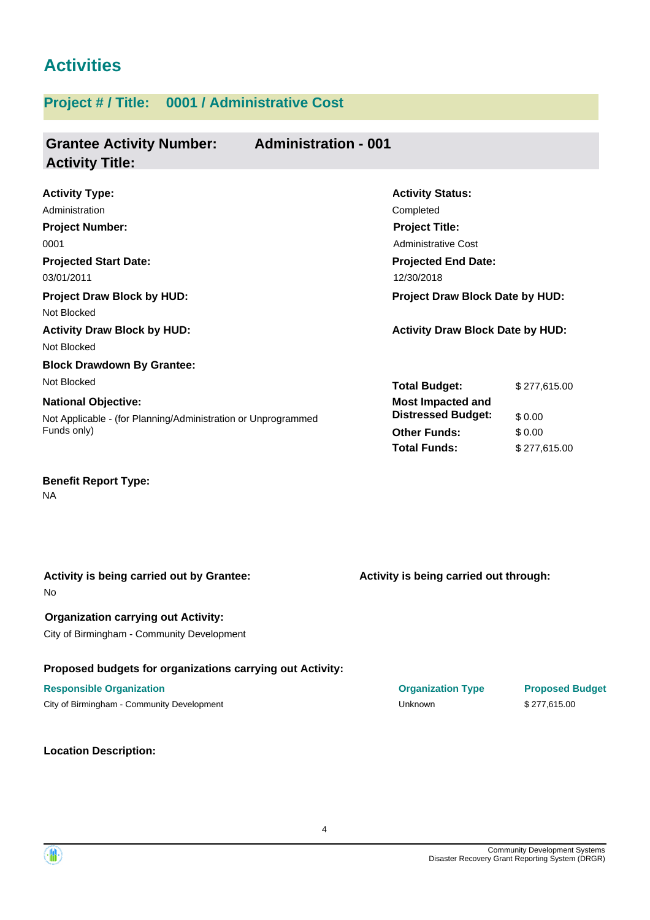# Activities

## Project # / Title: 0001 / Administrative Cost

### Grantee Activity Number: Administration - 001
### Activity Title:

**Activity Type:**
Administration

**Activity Status:**
Completed

**Project Number:**
0001

**Project Title:**
Administrative Cost

**Projected Start Date:**
03/01/2011

**Projected End Date:**
12/30/2018

**Project Draw Block by HUD:**
Not Blocked

**Project Draw Block Date by HUD:**

**Activity Draw Block by HUD:**
Not Blocked

**Activity Draw Block Date by HUD:**

**Block Drawdown By Grantee:**
Not Blocked

**National Objective:**
Not Applicable - (for Planning/Administration or Unprogrammed Funds only)

| | |
|---|---|
| **Total Budget:** | $ 277,615.00 |
| **Most Impacted and Distressed Budget:** | $ 0.00 |
| **Other Funds:** | $ 0.00 |
| **Total Funds:** | $ 277,615.00 |

**Benefit Report Type:**
NA

**Activity is being carried out by Grantee:**
No

**Activity is being carried out through:**

**Organization carrying out Activity:**
City of Birmingham - Community Development

**Proposed budgets for organizations carrying out Activity:**

| Responsible Organization | Organization Type | Proposed Budget |
|---|---|---|
| City of Birmingham - Community Development | Unknown | $ 277,615.00 |

**Location Description:**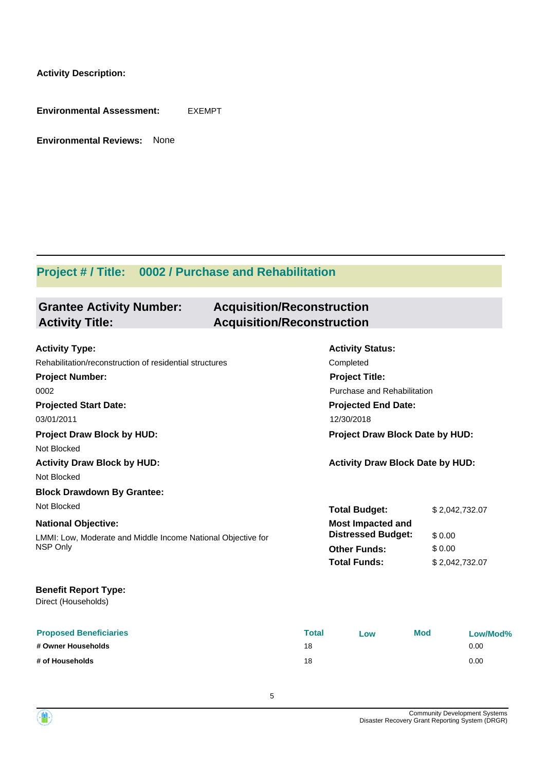**Activity Description:**

**Environmental Assessment:** EXEMPT

**Environmental Reviews:** None

---

## Project # / Title: 0002 / Purchase and Rehabilitation

### Grantee Activity Number: Acquisition/Reconstruction
### Activity Title: Acquisition/Reconstruction

**Activity Type:**
Rehabilitation/reconstruction of residential structures

**Activity Status:**
Completed

**Project Number:**
0002

**Project Title:**
Purchase and Rehabilitation

**Projected Start Date:**
03/01/2011

**Projected End Date:**
12/30/2018

**Project Draw Block by HUD:**
Not Blocked

**Project Draw Block Date by HUD:**

**Activity Draw Block by HUD:**
Not Blocked

**Activity Draw Block Date by HUD:**

**Block Drawdown By Grantee:**
Not Blocked

**National Objective:**
LMMI: Low, Moderate and Middle Income National Objective for NSP Only

| | |
|---|---|
| **Total Budget:** | $ 2,042,732.07 |
| **Most Impacted and Distressed Budget:** | $ 0.00 |
| **Other Funds:** | $ 0.00 |
| **Total Funds:** | $ 2,042,732.07 |

**Benefit Report Type:**
Direct (Households)

| Proposed Beneficiaries | Total | Low | Mod | Low/Mod% |
|---|---|---|---|---|
| # Owner Households | 18 | | | 0.00 |
| # of Households | 18 | | | 0.00 |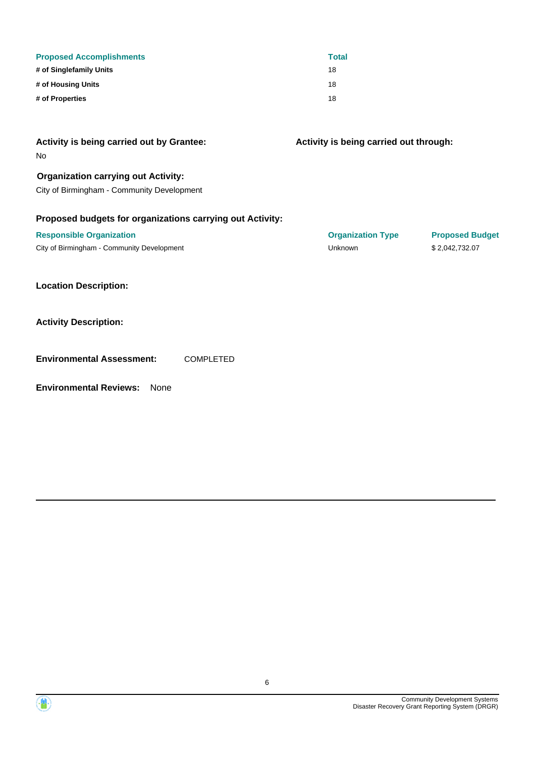| Proposed Accomplishments | Total |
|---|---|
| # of Singlefamily Units | 18 |
| # of Housing Units | 18 |
| # of Properties | 18 |

**Activity is being carried out by Grantee:**

No

**Activity is being carried out through:**

**Organization carrying out Activity:**

City of Birmingham - Community Development

**Proposed budgets for organizations carrying out Activity:**

| Responsible Organization | Organization Type | Proposed Budget |
|---|---|---|
| City of Birmingham - Community Development | Unknown | $ 2,042,732.07 |

**Location Description:**

**Activity Description:**

**Environmental Assessment:** COMPLETED

**Environmental Reviews:** None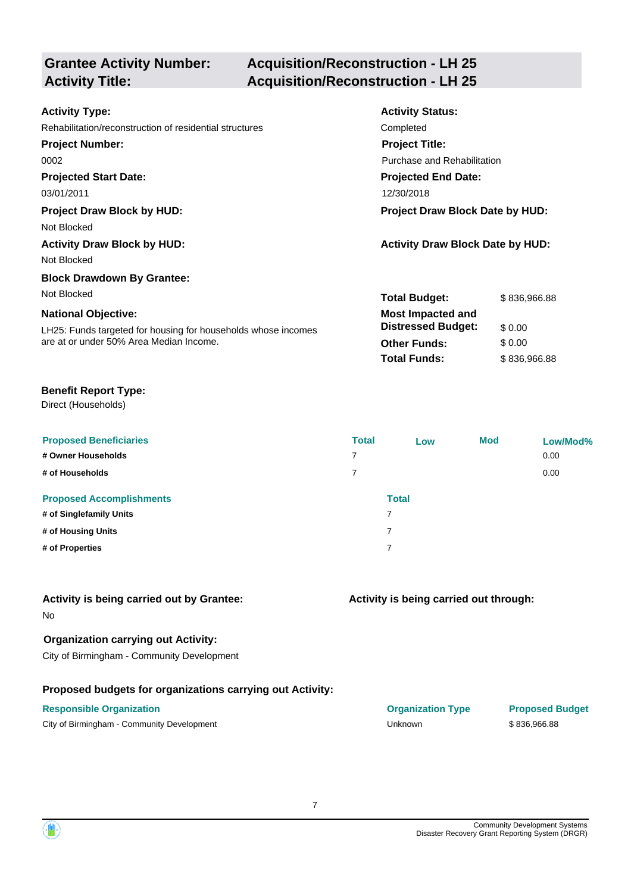## Grantee Activity Number: Acquisition/Reconstruction - LH 25
## Activity Title: Acquisition/Reconstruction - LH 25

**Activity Type:**
Rehabilitation/reconstruction of residential structures

**Activity Status:**
Completed

**Project Number:**
0002

**Project Title:**
Purchase and Rehabilitation

**Projected Start Date:**
03/01/2011

**Projected End Date:**
12/30/2018

**Project Draw Block by HUD:**
Not Blocked

**Project Draw Block Date by HUD:**

**Activity Draw Block by HUD:**
Not Blocked

**Activity Draw Block Date by HUD:**

**Block Drawdown By Grantee:**
Not Blocked

**National Objective:**
LH25: Funds targeted for housing for households whose incomes are at or under 50% Area Median Income.

| | |
|---|---|
| **Total Budget:** | $ 836,966.88 |
| **Most Impacted and Distressed Budget:** | $ 0.00 |
| **Other Funds:** | $ 0.00 |
| **Total Funds:** | $ 836,966.88 |

**Benefit Report Type:**
Direct (Households)

| Proposed Beneficiaries | Total | Low | Mod | Low/Mod% |
|---|---|---|---|---|
| # Owner Households | 7 | | | 0.00 |
| # of Households | 7 | | | 0.00 |

| Proposed Accomplishments | Total |
|---|---|
| # of Singlefamily Units | 7 |
| # of Housing Units | 7 |
| # of Properties | 7 |

**Activity is being carried out by Grantee:**
No

**Activity is being carried out through:**

**Organization carrying out Activity:**
City of Birmingham - Community Development

**Proposed budgets for organizations carrying out Activity:**

| Responsible Organization | Organization Type | Proposed Budget |
|---|---|---|
| City of Birmingham - Community Development | Unknown | $ 836,966.88 |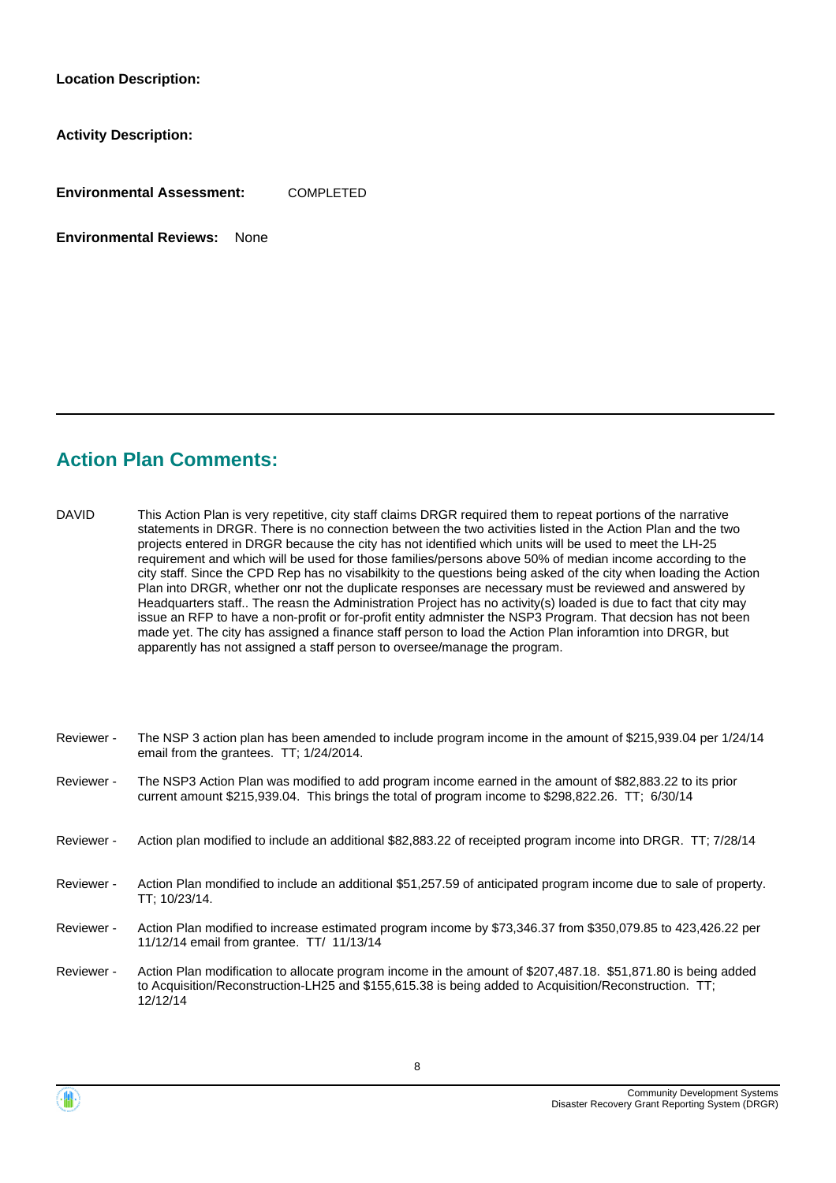**Location Description:**

**Activity Description:**

**Environmental Assessment:** COMPLETED

**Environmental Reviews:** None

## Action Plan Comments:

| | |
|---|---|
| DAVID | This Action Plan is very repetitive, city staff claims DRGR required them to repeat portions of the narrative statements in DRGR. There is no connection between the two activities listed in the Action Plan and the two projects entered in DRGR because the city has not identified which units will be used to meet the LH-25 requirement and which will be used for those families/persons above 50% of median income according to the city staff. Since the CPD Rep has no visabilkity to the questions being asked of the city when loading the Action Plan into DRGR, whether onr not the duplicate responses are necessary must be reviewed and answered by Headquarters staff.. The reasn the Administration Project has no activity(s) loaded is due to fact that city may issue an RFP to have a non-profit or for-profit entity admnister the NSP3 Program. That decsion has not been made yet. The city has assigned a finance staff person to load the Action Plan inforamtion into DRGR, but apparently has not assigned a staff person to oversee/manage the program. |
| Reviewer - | The NSP 3 action plan has been amended to include program income in the amount of $215,939.04 per 1/24/14 email from the grantees. TT; 1/24/2014. |
| Reviewer - | The NSP3 Action Plan was modified to add program income earned in the amount of $82,883.22 to its prior current amount $215,939.04. This brings the total of program income to $298,822.26. TT; 6/30/14 |
| Reviewer - | Action plan modified to include an additional $82,883.22 of receipted program income into DRGR. TT; 7/28/14 |
| Reviewer - | Action Plan mondified to include an additional $51,257.59 of anticipated program income due to sale of property. TT; 10/23/14. |
| Reviewer - | Action Plan modified to increase estimated program income by $73,346.37 from $350,079.85 to 423,426.22 per 11/12/14 email from grantee. TT/ 11/13/14 |
| Reviewer - | Action Plan modification to allocate program income in the amount of $207,487.18. $51,871.80 is being added to Acquisition/Reconstruction-LH25 and $155,615.38 is being added to Acquisition/Reconstruction. TT; 12/12/14 |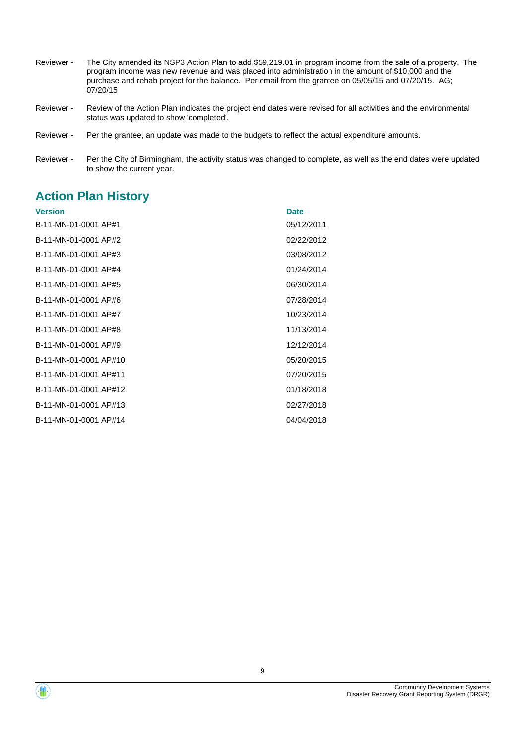| | |
|---|---|
| Reviewer - | The City amended its NSP3 Action Plan to add $59,219.01 in program income from the sale of a property. The program income was new revenue and was placed into administration in the amount of $10,000 and the purchase and rehab project for the balance. Per email from the grantee on 05/05/15 and 07/20/15. AG; 07/20/15 |
| Reviewer - | Review of the Action Plan indicates the project end dates were revised for all activities and the environmental status was updated to show 'completed'. |
| Reviewer - | Per the grantee, an update was made to the budgets to reflect the actual expenditure amounts. |
| Reviewer - | Per the City of Birmingham, the activity status was changed to complete, as well as the end dates were updated to show the current year. |

## Action Plan History

| Version | Date |
|---|---|
| B-11-MN-01-0001 AP#1 | 05/12/2011 |
| B-11-MN-01-0001 AP#2 | 02/22/2012 |
| B-11-MN-01-0001 AP#3 | 03/08/2012 |
| B-11-MN-01-0001 AP#4 | 01/24/2014 |
| B-11-MN-01-0001 AP#5 | 06/30/2014 |
| B-11-MN-01-0001 AP#6 | 07/28/2014 |
| B-11-MN-01-0001 AP#7 | 10/23/2014 |
| B-11-MN-01-0001 AP#8 | 11/13/2014 |
| B-11-MN-01-0001 AP#9 | 12/12/2014 |
| B-11-MN-01-0001 AP#10 | 05/20/2015 |
| B-11-MN-01-0001 AP#11 | 07/20/2015 |
| B-11-MN-01-0001 AP#12 | 01/18/2018 |
| B-11-MN-01-0001 AP#13 | 02/27/2018 |
| B-11-MN-01-0001 AP#14 | 04/04/2018 |